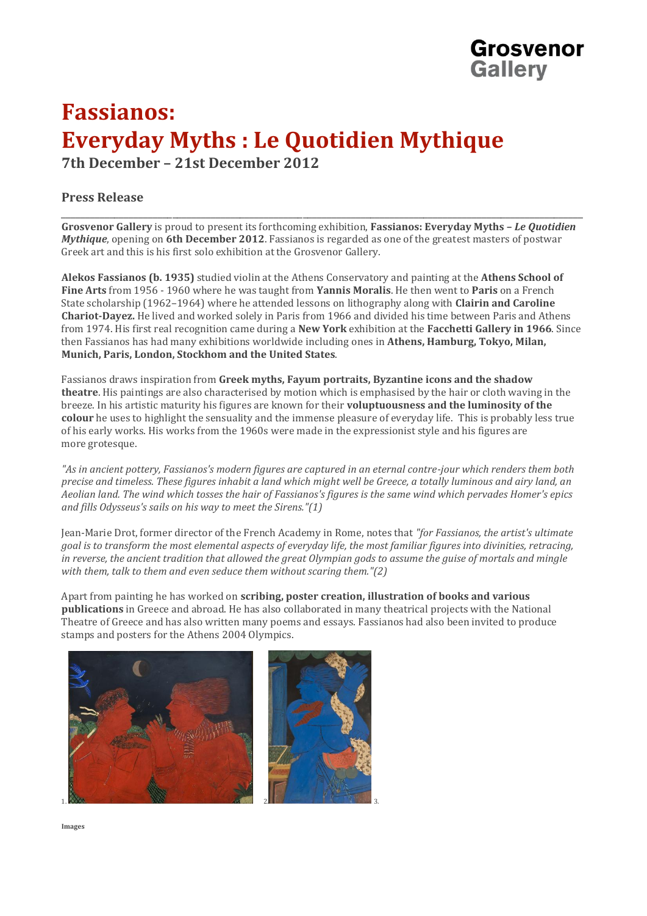Grosvenor Gallery

# Fassianos: Everyday Myths : Le Quotidien Mythique

## 7th December – 21st December 2012

### Press Release

**Grosvenor Gallery** is proud to present its forthcoming exhibition, **Fassianos: Everyday Myths – *Le Quotidien Mythique***, opening on **6th December 2012**. Fassianos is regarded as one of the greatest masters of postwar Greek art and this is his first solo exhibition at the Grosvenor Gallery.

**Alekos Fassianos (b. 1935)** studied violin at the Athens Conservatory and painting at the **Athens School of Fine Arts** from 1956 - 1960 where he was taught from **Yannis Moralis**. He then went to **Paris** on a French State scholarship (1962–1964) where he attended lessons on lithography along with **Clairin and Caroline Chariot-Dayez.** He lived and worked solely in Paris from 1966 and divided his time between Paris and Athens from 1974. His first real recognition came during a **New York** exhibition at the **Facchetti Gallery in 1966**. Since then Fassianos has had many exhibitions worldwide including ones in **Athens, Hamburg, Tokyo, Milan, Munich, Paris, London, Stockhom and the United States**.

Fassianos draws inspiration from **Greek myths, Fayum portraits, Byzantine icons and the shadow theatre**. His paintings are also characterised by motion which is emphasised by the hair or cloth waving in the breeze. In his artistic maturity his figures are known for their **voluptuousness and the luminosity of the colour** he uses to highlight the sensuality and the immense pleasure of everyday life. This is probably less true of his early works. His works from the 1960s were made in the expressionist style and his figures are more grotesque.

*"As in ancient pottery, Fassianos's modern figures are captured in an eternal contre-jour which renders them both precise and timeless. These figures inhabit a land which might well be Greece, a totally luminous and airy land, an Aeolian land. The wind which tosses the hair of Fassianos's figures is the same wind which pervades Homer's epics and fills Odysseus's sails on his way to meet the Sirens."(1)*

Jean-Marie Drot, former director of the French Academy in Rome, notes that *"for Fassianos, the artist's ultimate goal is to transform the most elemental aspects of everyday life, the most familiar figures into divinities, retracing, in reverse, the ancient tradition that allowed the great Olympian gods to assume the guise of mortals and mingle with them, talk to them and even seduce them without scaring them."(2)*

Apart from painting he has worked on **scribing, poster creation, illustration of books and various publications** in Greece and abroad. He has also collaborated in many theatrical projects with the National Theatre of Greece and has also written many poems and essays. Fassianos had also been invited to produce stamps and posters for the Athens 2004 Olympics.

1. 2. 3.

**Images**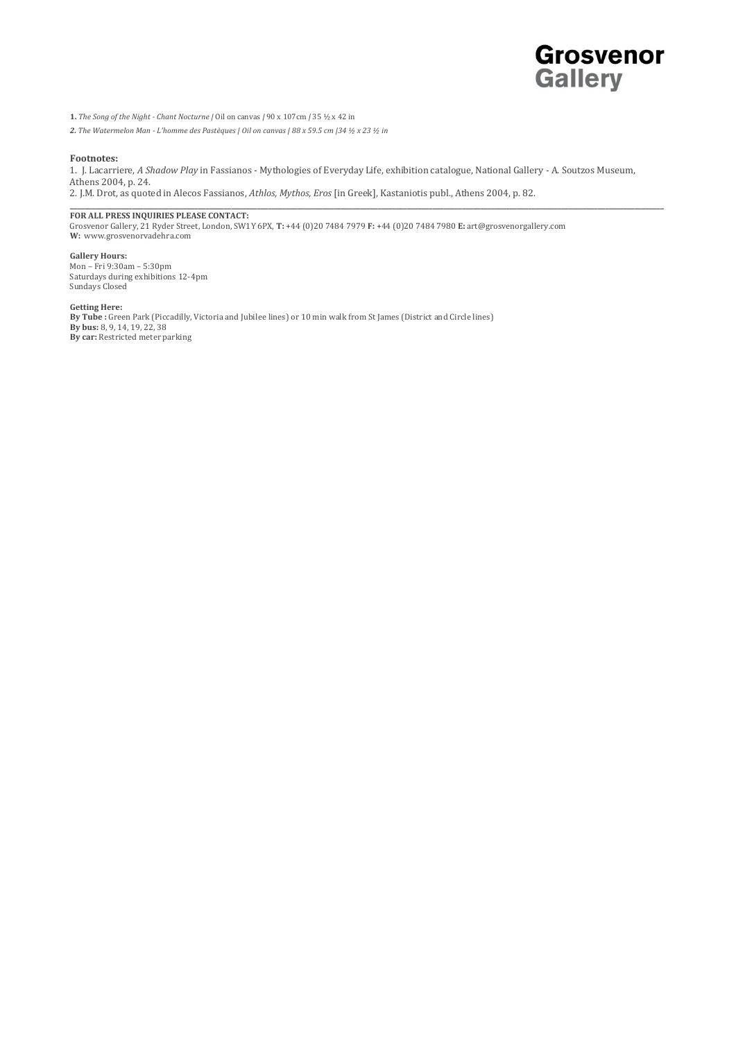**1.** *The Song of the Night - Chant Nocturne* | Oil on canvas | 90 x 107cm | 35 ½ x 42 in

***2.*** *The Watermelon Man - L'homme des Pastèques | Oil on canvas | 88 x 59.5 cm |34 ½ x 23 ½ in*

**Footnotes:**

1. J. Lacarriere, *A Shadow Play* in Fassianos - Mythologies of Everyday Life, exhibition catalogue, National Gallery - A. Soutzos Museum, Athens 2004, p. 24.
2. J.M. Drot, as quoted in Alecos Fassianos, *Athlos, Mythos, Eros* [in Greek], Kastaniotis publ., Athens 2004, p. 82.

---

**FOR ALL PRESS INQUIRIES PLEASE CONTACT:**
Grosvenor Gallery, 21 Ryder Street, London, SW1Y 6PX, **T:** +44 (0)20 7484 7979 **F:** +44 (0)20 7484 7980 **E:** art@grosvenorgallery.com
**W:** www.grosvenorvadehra.com

**Gallery Hours:**
Mon – Fri 9:30am – 5:30pm
Saturdays during exhibitions 12-4pm
Sundays Closed

**Getting Here:**
**By Tube :** Green Park (Piccadilly, Victoria and Jubilee lines) or 10 min walk from St James (District and Circle lines)
**By bus:** 8, 9, 14, 19, 22, 38
**By car:** Restricted meter parking